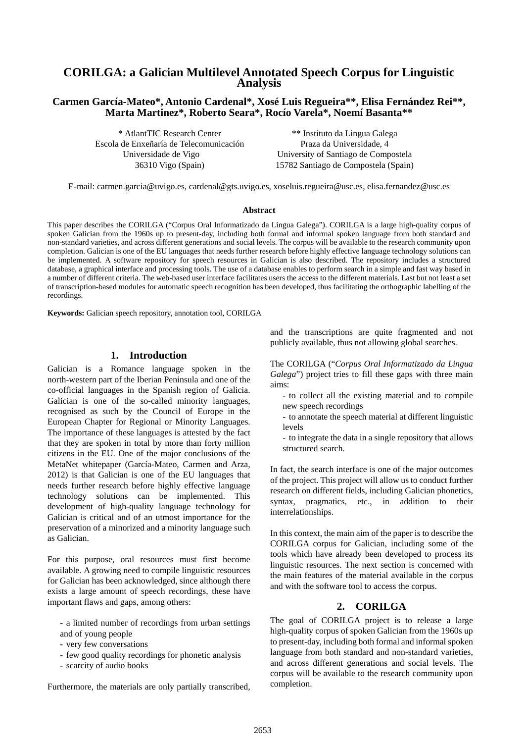# CORILGA: a Galician Multilevel Annotated Speech Corpus for Linguistic Analysis

**Carmen García-Mateo\*, Antonio Cardenal\*, Xosé Luis Regueira\*\*, Elisa Fernández Rei\*\*, Marta Martinez\*, Roberto Seara\*, Rocío Varela\*, Noemí Basanta\*\***

\* AtlantTIC Research Center
Escola de Enxeñaría de Telecomunicación
Universidade de Vigo
36310 Vigo (Spain)

\*\* Instituto da Lingua Galega
Praza da Universidade, 4
University of Santiago de Compostela
15782 Santiago de Compostela (Spain)

E-mail: carmen.garcia@uvigo.es, cardenal@gts.uvigo.es, xoseluis.regueira@usc.es, elisa.fernandez@usc.es

**Abstract**

This paper describes the CORILGA ("Corpus Oral Informatizado da Lingua Galega"). CORILGA is a large high-quality corpus of spoken Galician from the 1960s up to present-day, including both formal and informal spoken language from both standard and non-standard varieties, and across different generations and social levels. The corpus will be available to the research community upon completion. Galician is one of the EU languages that needs further research before highly effective language technology solutions can be implemented. A software repository for speech resources in Galician is also described. The repository includes a structured database, a graphical interface and processing tools. The use of a database enables to perform search in a simple and fast way based in a number of different criteria. The web-based user interface facilitates users the access to the different materials. Last but not least a set of transcription-based modules for automatic speech recognition has been developed, thus facilitating the orthographic labelling of the recordings.

**Keywords:** Galician speech repository, annotation tool, CORILGA

## 1. Introduction

Galician is a Romance language spoken in the north-western part of the Iberian Peninsula and one of the co-official languages in the Spanish region of Galicia. Galician is one of the so-called minority languages, recognised as such by the Council of Europe in the European Chapter for Regional or Minority Languages. The importance of these languages is attested by the fact that they are spoken in total by more than forty million citizens in the EU. One of the major conclusions of the MetaNet whitepaper (García-Mateo, Carmen and Arza, 2012) is that Galician is one of the EU languages that needs further research before highly effective language technology solutions can be implemented. This development of high-quality language technology for Galician is critical and of an utmost importance for the preservation of a minorized and a minority language such as Galician.

For this purpose, oral resources must first become available. A growing need to compile linguistic resources for Galician has been acknowledged, since although there exists a large amount of speech recordings, these have important flaws and gaps, among others:

- a limited number of recordings from urban settings and of young people
- very few conversations
- few good quality recordings for phonetic analysis
- scarcity of audio books

Furthermore, the materials are only partially transcribed, and the transcriptions are quite fragmented and not publicly available, thus not allowing global searches.

The CORILGA ("*Corpus Oral Informatizado da Lingua Galega*") project tries to fill these gaps with three main aims:

- to collect all the existing material and to compile new speech recordings
- to annotate the speech material at different linguistic levels
- to integrate the data in a single repository that allows structured search.

In fact, the search interface is one of the major outcomes of the project. This project will allow us to conduct further research on different fields, including Galician phonetics, syntax, pragmatics, etc., in addition to their interrelationships.

In this context, the main aim of the paper is to describe the CORILGA corpus for Galician, including some of the tools which have already been developed to process its linguistic resources. The next section is concerned with the main features of the material available in the corpus and with the software tool to access the corpus.

## 2. CORILGA

The goal of CORILGA project is to release a large high-quality corpus of spoken Galician from the 1960s up to present-day, including both formal and informal spoken language from both standard and non-standard varieties, and across different generations and social levels. The corpus will be available to the research community upon completion.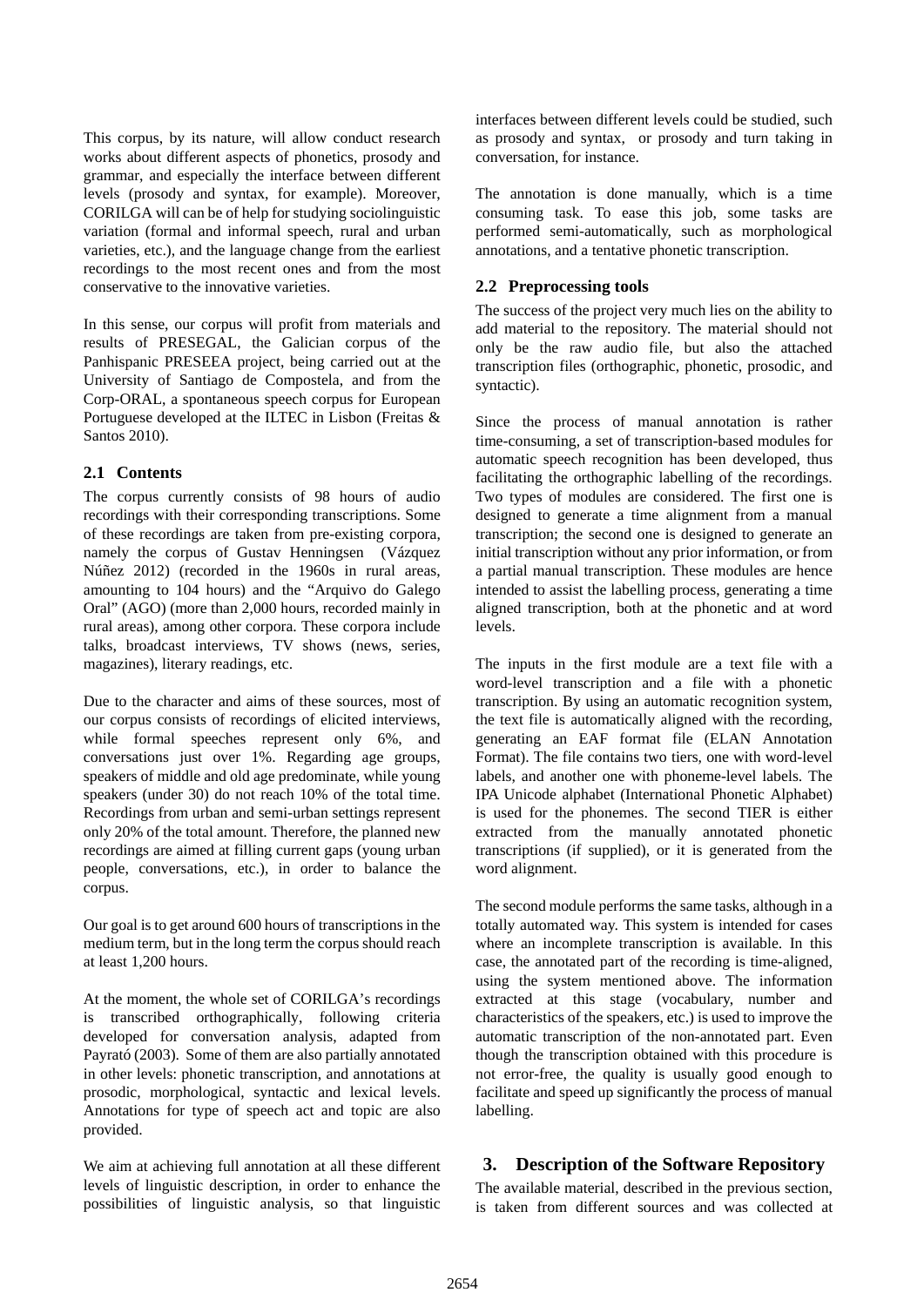This corpus, by its nature, will allow conduct research works about different aspects of phonetics, prosody and grammar, and especially the interface between different levels (prosody and syntax, for example). Moreover, CORILGA will can be of help for studying sociolinguistic variation (formal and informal speech, rural and urban varieties, etc.), and the language change from the earliest recordings to the most recent ones and from the most conservative to the innovative varieties.

In this sense, our corpus will profit from materials and results of PRESEGAL, the Galician corpus of the Panhispanic PRESEEA project, being carried out at the University of Santiago de Compostela, and from the Corp-ORAL, a spontaneous speech corpus for European Portuguese developed at the ILTEC in Lisbon (Freitas & Santos 2010).

### 2.1 Contents

The corpus currently consists of 98 hours of audio recordings with their corresponding transcriptions. Some of these recordings are taken from pre-existing corpora, namely the corpus of Gustav Henningsen (Vázquez Núñez 2012) (recorded in the 1960s in rural areas, amounting to 104 hours) and the "Arquivo do Galego Oral" (AGO) (more than 2,000 hours, recorded mainly in rural areas), among other corpora. These corpora include talks, broadcast interviews, TV shows (news, series, magazines), literary readings, etc.

Due to the character and aims of these sources, most of our corpus consists of recordings of elicited interviews, while formal speeches represent only 6%, and conversations just over 1%. Regarding age groups, speakers of middle and old age predominate, while young speakers (under 30) do not reach 10% of the total time. Recordings from urban and semi-urban settings represent only 20% of the total amount. Therefore, the planned new recordings are aimed at filling current gaps (young urban people, conversations, etc.), in order to balance the corpus.

Our goal is to get around 600 hours of transcriptions in the medium term, but in the long term the corpus should reach at least 1,200 hours.

At the moment, the whole set of CORILGA's recordings is transcribed orthographically, following criteria developed for conversation analysis, adapted from Payrató (2003). Some of them are also partially annotated in other levels: phonetic transcription, and annotations at prosodic, morphological, syntactic and lexical levels. Annotations for type of speech act and topic are also provided.

We aim at achieving full annotation at all these different levels of linguistic description, in order to enhance the possibilities of linguistic analysis, so that linguistic interfaces between different levels could be studied, such as prosody and syntax, or prosody and turn taking in conversation, for instance.

The annotation is done manually, which is a time consuming task. To ease this job, some tasks are performed semi-automatically, such as morphological annotations, and a tentative phonetic transcription.

### 2.2 Preprocessing tools

The success of the project very much lies on the ability to add material to the repository. The material should not only be the raw audio file, but also the attached transcription files (orthographic, phonetic, prosodic, and syntactic).

Since the process of manual annotation is rather time-consuming, a set of transcription-based modules for automatic speech recognition has been developed, thus facilitating the orthographic labelling of the recordings. Two types of modules are considered. The first one is designed to generate a time alignment from a manual transcription; the second one is designed to generate an initial transcription without any prior information, or from a partial manual transcription. These modules are hence intended to assist the labelling process, generating a time aligned transcription, both at the phonetic and at word levels.

The inputs in the first module are a text file with a word-level transcription and a file with a phonetic transcription. By using an automatic recognition system, the text file is automatically aligned with the recording, generating an EAF format file (ELAN Annotation Format). The file contains two tiers, one with word-level labels, and another one with phoneme-level labels. The IPA Unicode alphabet (International Phonetic Alphabet) is used for the phonemes. The second TIER is either extracted from the manually annotated phonetic transcriptions (if supplied), or it is generated from the word alignment.

The second module performs the same tasks, although in a totally automated way. This system is intended for cases where an incomplete transcription is available. In this case, the annotated part of the recording is time-aligned, using the system mentioned above. The information extracted at this stage (vocabulary, number and characteristics of the speakers, etc.) is used to improve the automatic transcription of the non-annotated part. Even though the transcription obtained with this procedure is not error-free, the quality is usually good enough to facilitate and speed up significantly the process of manual labelling.

## 3. Description of the Software Repository

The available material, described in the previous section, is taken from different sources and was collected at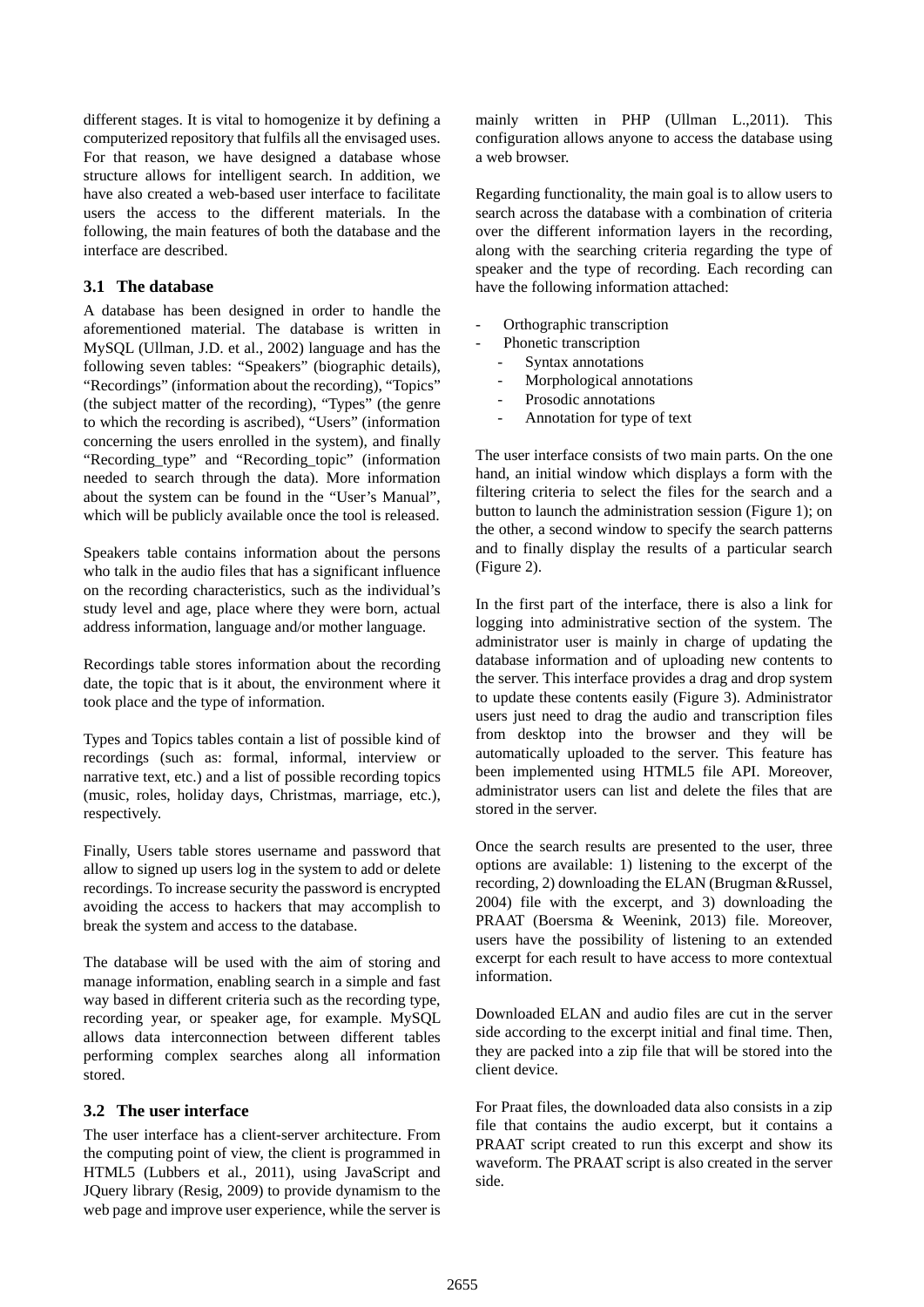different stages. It is vital to homogenize it by defining a computerized repository that fulfils all the envisaged uses. For that reason, we have designed a database whose structure allows for intelligent search. In addition, we have also created a web-based user interface to facilitate users the access to the different materials. In the following, the main features of both the database and the interface are described.

### 3.1 The database

A database has been designed in order to handle the aforementioned material. The database is written in MySQL (Ullman, J.D. et al., 2002) language and has the following seven tables: "Speakers" (biographic details), "Recordings" (information about the recording), "Topics" (the subject matter of the recording), "Types" (the genre to which the recording is ascribed), "Users" (information concerning the users enrolled in the system), and finally "Recording_type" and "Recording_topic" (information needed to search through the data). More information about the system can be found in the "User's Manual", which will be publicly available once the tool is released.

Speakers table contains information about the persons who talk in the audio files that has a significant influence on the recording characteristics, such as the individual's study level and age, place where they were born, actual address information, language and/or mother language.

Recordings table stores information about the recording date, the topic that is it about, the environment where it took place and the type of information.

Types and Topics tables contain a list of possible kind of recordings (such as: formal, informal, interview or narrative text, etc.) and a list of possible recording topics (music, roles, holiday days, Christmas, marriage, etc.), respectively.

Finally, Users table stores username and password that allow to signed up users log in the system to add or delete recordings. To increase security the password is encrypted avoiding the access to hackers that may accomplish to break the system and access to the database.

The database will be used with the aim of storing and manage information, enabling search in a simple and fast way based in different criteria such as the recording type, recording year, or speaker age, for example. MySQL allows data interconnection between different tables performing complex searches along all information stored.

### 3.2 The user interface

The user interface has a client-server architecture. From the computing point of view, the client is programmed in HTML5 (Lubbers et al., 2011), using JavaScript and JQuery library (Resig, 2009) to provide dynamism to the web page and improve user experience, while the server is mainly written in PHP (Ullman L.,2011). This configuration allows anyone to access the database using a web browser.

Regarding functionality, the main goal is to allow users to search across the database with a combination of criteria over the different information layers in the recording, along with the searching criteria regarding the type of speaker and the type of recording. Each recording can have the following information attached:

- Orthographic transcription
- Phonetic transcription
  - Syntax annotations
  - Morphological annotations
  - Prosodic annotations
  - Annotation for type of text

The user interface consists of two main parts. On the one hand, an initial window which displays a form with the filtering criteria to select the files for the search and a button to launch the administration session (Figure 1); on the other, a second window to specify the search patterns and to finally display the results of a particular search (Figure 2).

In the first part of the interface, there is also a link for logging into administrative section of the system. The administrator user is mainly in charge of updating the database information and of uploading new contents to the server. This interface provides a drag and drop system to update these contents easily (Figure 3). Administrator users just need to drag the audio and transcription files from desktop into the browser and they will be automatically uploaded to the server. This feature has been implemented using HTML5 file API. Moreover, administrator users can list and delete the files that are stored in the server.

Once the search results are presented to the user, three options are available: 1) listening to the excerpt of the recording, 2) downloading the ELAN (Brugman &Russel, 2004) file with the excerpt, and 3) downloading the PRAAT (Boersma & Weenink, 2013) file. Moreover, users have the possibility of listening to an extended excerpt for each result to have access to more contextual information.

Downloaded ELAN and audio files are cut in the server side according to the excerpt initial and final time. Then, they are packed into a zip file that will be stored into the client device.

For Praat files, the downloaded data also consists in a zip file that contains the audio excerpt, but it contains a PRAAT script created to run this excerpt and show its waveform. The PRAAT script is also created in the server side.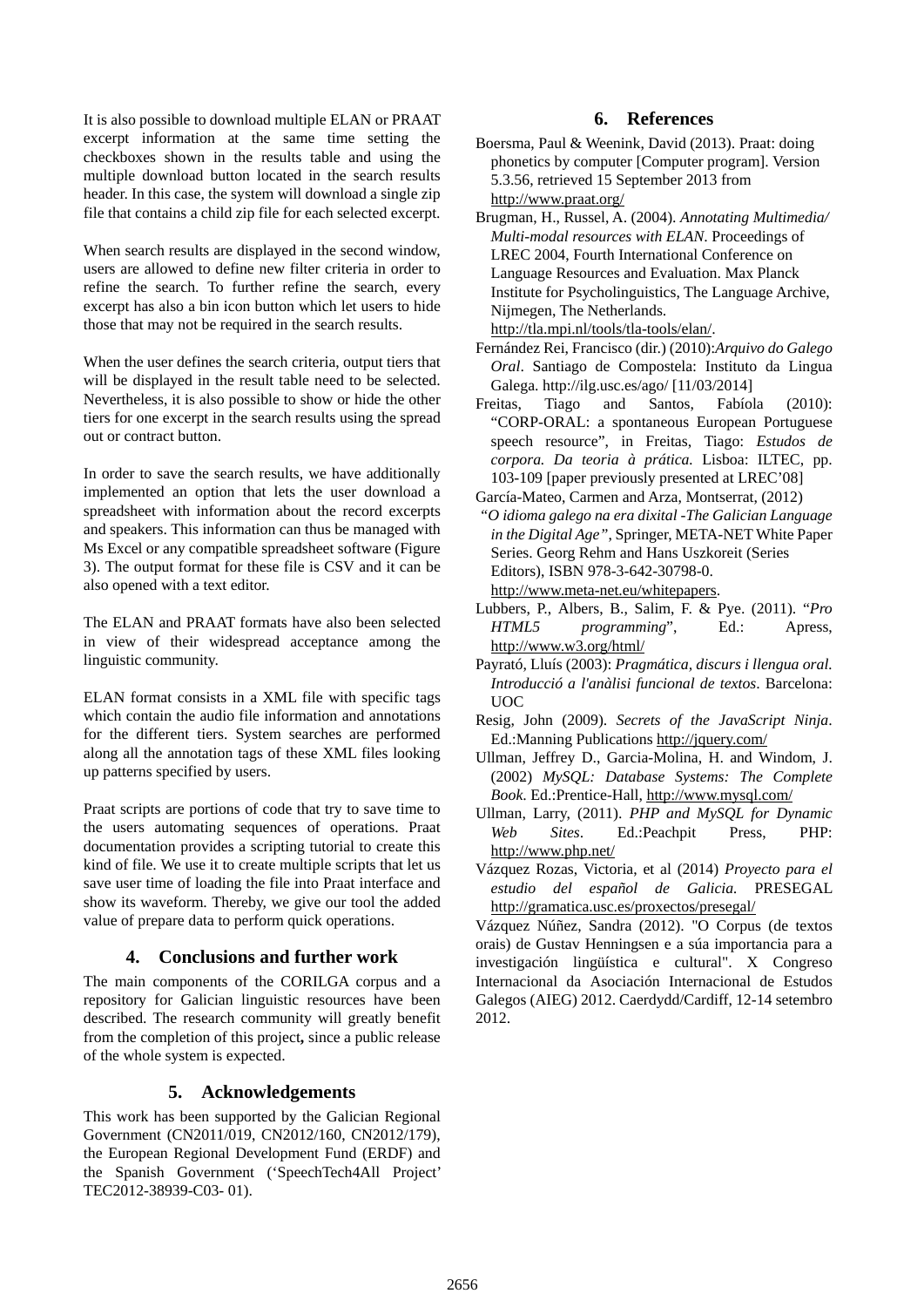It is also possible to download multiple ELAN or PRAAT excerpt information at the same time setting the checkboxes shown in the results table and using the multiple download button located in the search results header. In this case, the system will download a single zip file that contains a child zip file for each selected excerpt.

When search results are displayed in the second window, users are allowed to define new filter criteria in order to refine the search. To further refine the search, every excerpt has also a bin icon button which let users to hide those that may not be required in the search results.

When the user defines the search criteria, output tiers that will be displayed in the result table need to be selected. Nevertheless, it is also possible to show or hide the other tiers for one excerpt in the search results using the spread out or contract button.

In order to save the search results, we have additionally implemented an option that lets the user download a spreadsheet with information about the record excerpts and speakers. This information can thus be managed with Ms Excel or any compatible spreadsheet software (Figure 3). The output format for these file is CSV and it can be also opened with a text editor.

The ELAN and PRAAT formats have also been selected in view of their widespread acceptance among the linguistic community.

ELAN format consists in a XML file with specific tags which contain the audio file information and annotations for the different tiers. System searches are performed along all the annotation tags of these XML files looking up patterns specified by users.

Praat scripts are portions of code that try to save time to the users automating sequences of operations. Praat documentation provides a scripting tutorial to create this kind of file. We use it to create multiple scripts that let us save user time of loading the file into Praat interface and show its waveform. Thereby, we give our tool the added value of prepare data to perform quick operations.

## 4. Conclusions and further work

The main components of the CORILGA corpus and a repository for Galician linguistic resources have been described. The research community will greatly benefit from the completion of this project**,** since a public release of the whole system is expected.

## 5. Acknowledgements

This work has been supported by the Galician Regional Government (CN2011/019, CN2012/160, CN2012/179), the European Regional Development Fund (ERDF) and the Spanish Government ('SpeechTech4All Project' TEC2012-38939-C03- 01).

## 6. References

Boersma, Paul & Weenink, David (2013). Praat: doing phonetics by computer [Computer program]. Version 5.3.56, retrieved 15 September 2013 from http://www.praat.org/

Brugman, H., Russel, A. (2004). *Annotating Multimedia/ Multi-modal resources with ELAN*. Proceedings of LREC 2004, Fourth International Conference on Language Resources and Evaluation. Max Planck Institute for Psycholinguistics, The Language Archive, Nijmegen, The Netherlands. http://tla.mpi.nl/tools/tla-tools/elan/.

Fernández Rei, Francisco (dir.) (2010):*Arquivo do Galego Oral*. Santiago de Compostela: Instituto da Lingua Galega. http://ilg.usc.es/ago/ [11/03/2014]

Freitas, Tiago and Santos, Fabíola (2010): "CORP-ORAL: a spontaneous European Portuguese speech resource", in Freitas, Tiago: *Estudos de corpora. Da teoria à prática.* Lisboa: ILTEC, pp. 103-109 [paper previously presented at LREC'08]

García-Mateo, Carmen and Arza, Montserrat, (2012) *"O idioma galego na era dixital -The Galician Language in the Digital Age"*, Springer, META-NET White Paper Series. Georg Rehm and Hans Uszkoreit (Series Editors), ISBN 978-3-642-30798-0. http://www.meta-net.eu/whitepapers.

Lubbers, P., Albers, B., Salim, F. & Pye. (2011). "*Pro HTML5 programming*", Ed.: Apress, http://www.w3.org/html/

Payrató, Lluís (2003): *Pragmática, discurs i llengua oral. Introducció a l'anàlisi funcional de textos*. Barcelona: UOC

Resig, John (2009). *Secrets of the JavaScript Ninja*. Ed.:Manning Publications http://jquery.com/

Ullman, Jeffrey D., Garcia-Molina, H. and Windom, J. (2002) *MySQL: Database Systems: The Complete Book*. Ed.:Prentice-Hall, http://www.mysql.com/

Ullman, Larry, (2011). *PHP and MySQL for Dynamic Web Sites*. Ed.:Peachpit Press, PHP: http://www.php.net/

Vázquez Rozas, Victoria, et al (2014) *Proyecto para el estudio del español de Galicia.* PRESEGAL http://gramatica.usc.es/proxectos/presegal/

Vázquez Núñez, Sandra (2012). "O Corpus (de textos orais) de Gustav Henningsen e a súa importancia para a investigación lingüística e cultural". X Congreso Internacional da Asociación Internacional de Estudos Galegos (AIEG) 2012. Caerdydd/Cardiff, 12-14 setembro 2012.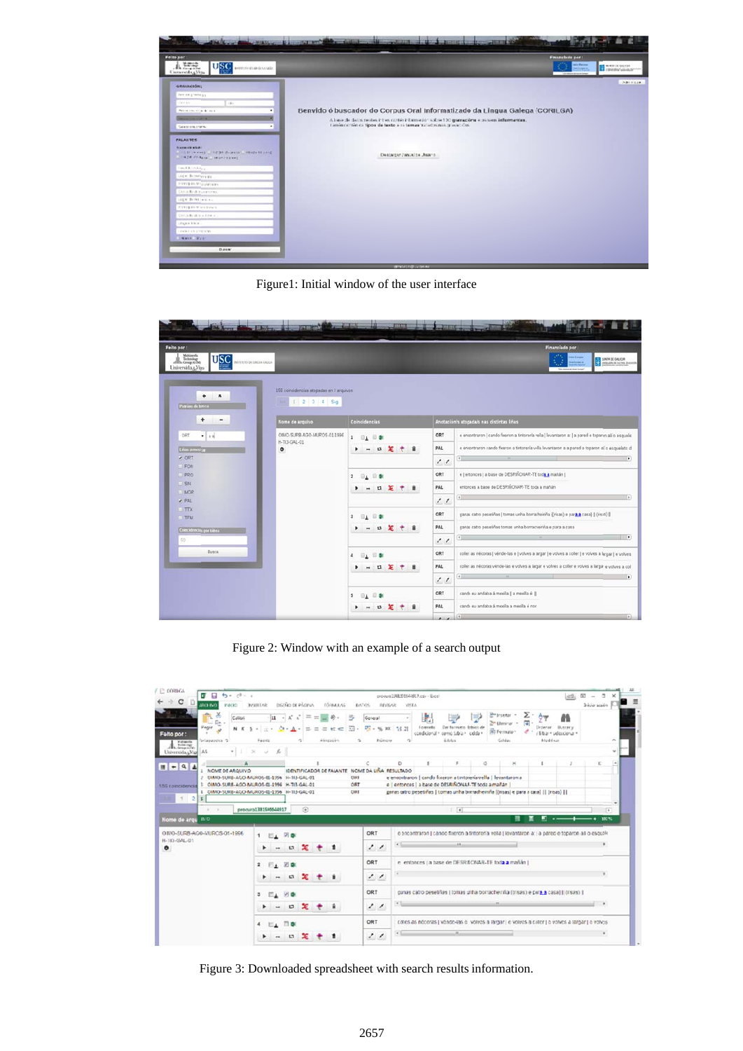Figure1: Initial window of the user interface

Figure 2: Window with an example of a search output

Figure 3: Downloaded spreadsheet with search results information.